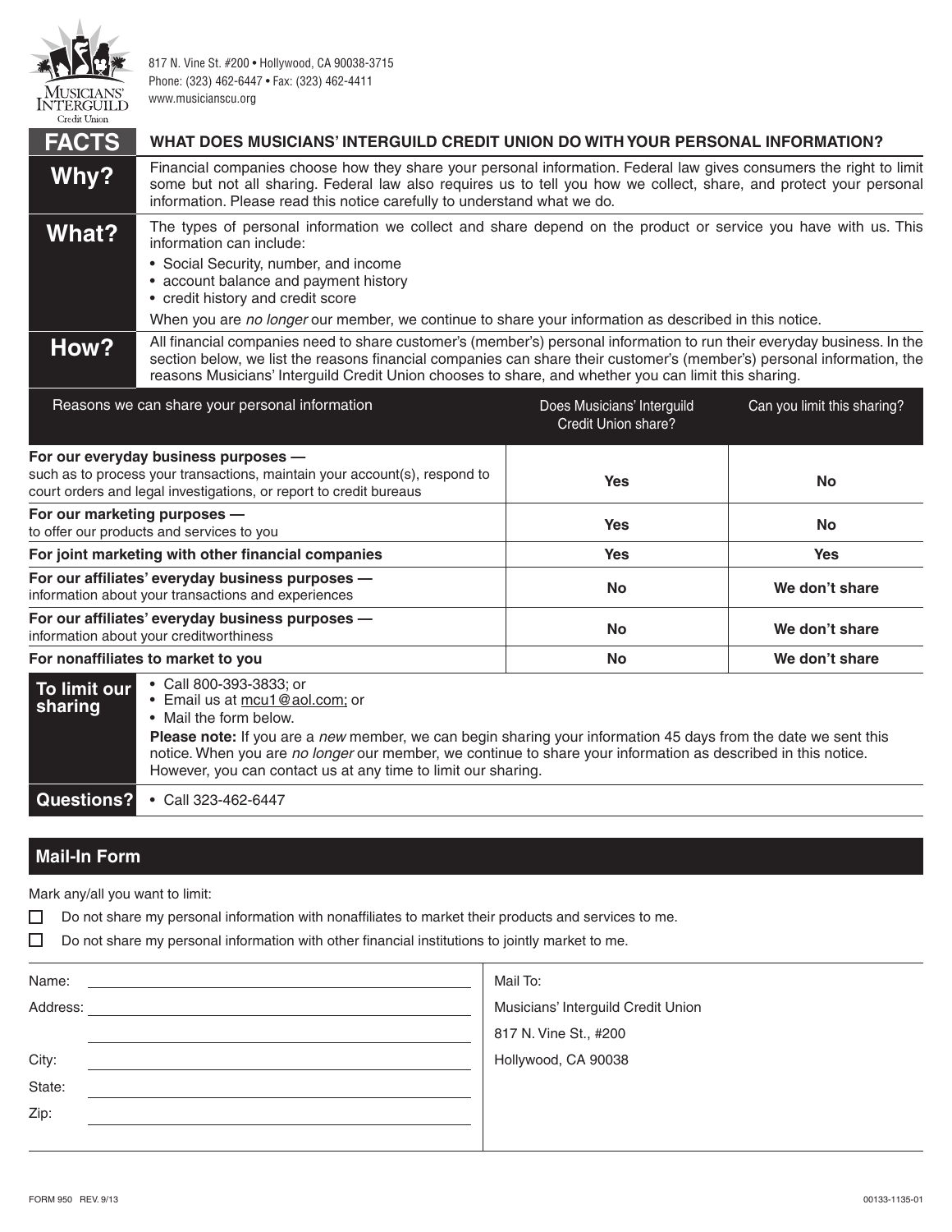Musicians' Interguild Credit Union

817 N. Vine St. #200 • Hollywood, CA 90038-3715
Phone: (323) 462-6447 • Fax: (323) 462-4411
www.musicianscu.org

| FACTS | WHAT DOES MUSICIANS' INTERGUILD CREDIT UNION DO WITH YOUR PERSONAL INFORMATION? |
|---|---|
| **Why?** | Financial companies choose how they share your personal information. Federal law gives consumers the right to limit some but not all sharing. Federal law also requires us to tell you how we collect, share, and protect your personal information. Please read this notice carefully to understand what we do. |
| **What?** | The types of personal information we collect and share depend on the product or service you have with us. This information can include:<br>• Social Security, number, and income<br>• account balance and payment history<br>• credit history and credit score<br>When you are *no longer* our member, we continue to share your information as described in this notice. |
| **How?** | All financial companies need to share customer's (member's) personal information to run their everyday business. In the section below, we list the reasons financial companies can share their customer's (member's) personal information, the reasons Musicians' Interguild Credit Union chooses to share, and whether you can limit this sharing. |

| Reasons we can share your personal information | Does Musicians' Interguild Credit Union share? | Can you limit this sharing? |
|---|---|---|
| **For our everyday business purposes —** such as to process your transactions, maintain your account(s), respond to court orders and legal investigations, or report to credit bureaus | **Yes** | **No** |
| **For our marketing purposes —** to offer our products and services to you | **Yes** | **No** |
| **For joint marketing with other financial companies** | **Yes** | **Yes** |
| **For our affiliates' everyday business purposes —** information about your transactions and experiences | **No** | **We don't share** |
| **For our affiliates' everyday business purposes —** information about your creditworthiness | **No** | **We don't share** |
| **For nonaffiliates to market to you** | **No** | **We don't share** |

| | |
|---|---|
| **To limit our sharing** | • Call 800-393-3833; or<br>• Email us at mcu1@aol.com; or<br>• Mail the form below.<br>**Please note:** If you are a *new* member, we can begin sharing your information 45 days from the date we sent this notice. When you are *no longer* our member, we continue to share your information as described in this notice. However, you can contact us at any time to limit our sharing. |
| **Questions?** | • Call 323-462-6447 |

## Mail-In Form

Mark any/all you want to limit:

☐ Do not share my personal information with nonaffiliates to market their products and services to me.

☐ Do not share my personal information with other financial institutions to jointly market to me.

| | |
|---|---|
| Name: ______________________ | Mail To: |
| Address: ______________________ | Musicians' Interguild Credit Union |
| ______________________ | 817 N. Vine St., #200 |
| City: ______________________ | Hollywood, CA 90038 |
| State: ______________________ | |
| Zip: ______________________ | |

FORM 950 REV. 9/13

00133-1135-01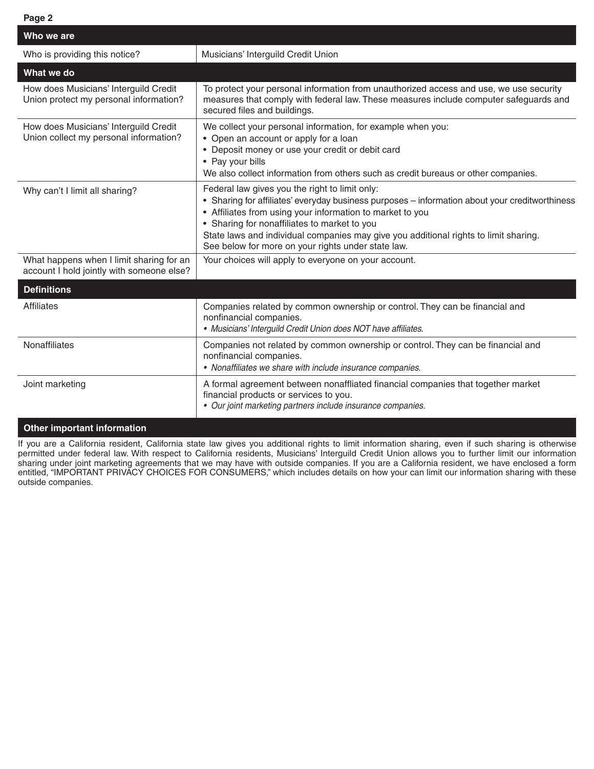| Who we are | |
|---|---|
| Who is providing this notice? | Musicians' Interguild Credit Union |
| **What we do** | |
| How does Musicians' Interguild Credit Union protect my personal information? | To protect your personal information from unauthorized access and use, we use security measures that comply with federal law. These measures include computer safeguards and secured files and buildings. |
| How does Musicians' Interguild Credit Union collect my personal information? | We collect your personal information, for example when you: <br>• Open an account or apply for a loan <br>• Deposit money or use your credit or debit card <br>• Pay your bills <br>We also collect information from others such as credit bureaus or other companies. |
| Why can't I limit all sharing? | Federal law gives you the right to limit only: <br>• Sharing for affiliates' everyday business purposes – information about your creditworthiness <br>• Affiliates from using your information to market to you <br>• Sharing for nonaffiliates to market to you <br>State laws and individual companies may give you additional rights to limit sharing. See below for more on your rights under state law. |
| What happens when I limit sharing for an account I hold jointly with someone else? | Your choices will apply to everyone on your account. |
| **Definitions** | |
| Affiliates | Companies related by common ownership or control. They can be financial and nonfinancial companies. <br>• *Musicians' Interguild Credit Union does NOT have affiliates.* |
| Nonaffiliates | Companies not related by common ownership or control. They can be financial and nonfinancial companies. <br>• *Nonaffiliates we share with include insurance companies.* |
| Joint marketing | A formal agreement between nonaffliated financial companies that together market financial products or services to you. <br>• *Our joint marketing partners include insurance companies.* |

## Other important information

If you are a California resident, California state law gives you additional rights to limit information sharing, even if such sharing is otherwise permitted under federal law. With respect to California residents, Musicians' Interguild Credit Union allows you to further limit our information sharing under joint marketing agreements that we may have with outside companies. If you are a California resident, we have enclosed a form entitled, "IMPORTANT PRIVACY CHOICES FOR CONSUMERS," which includes details on how your can limit our information sharing with these outside companies.